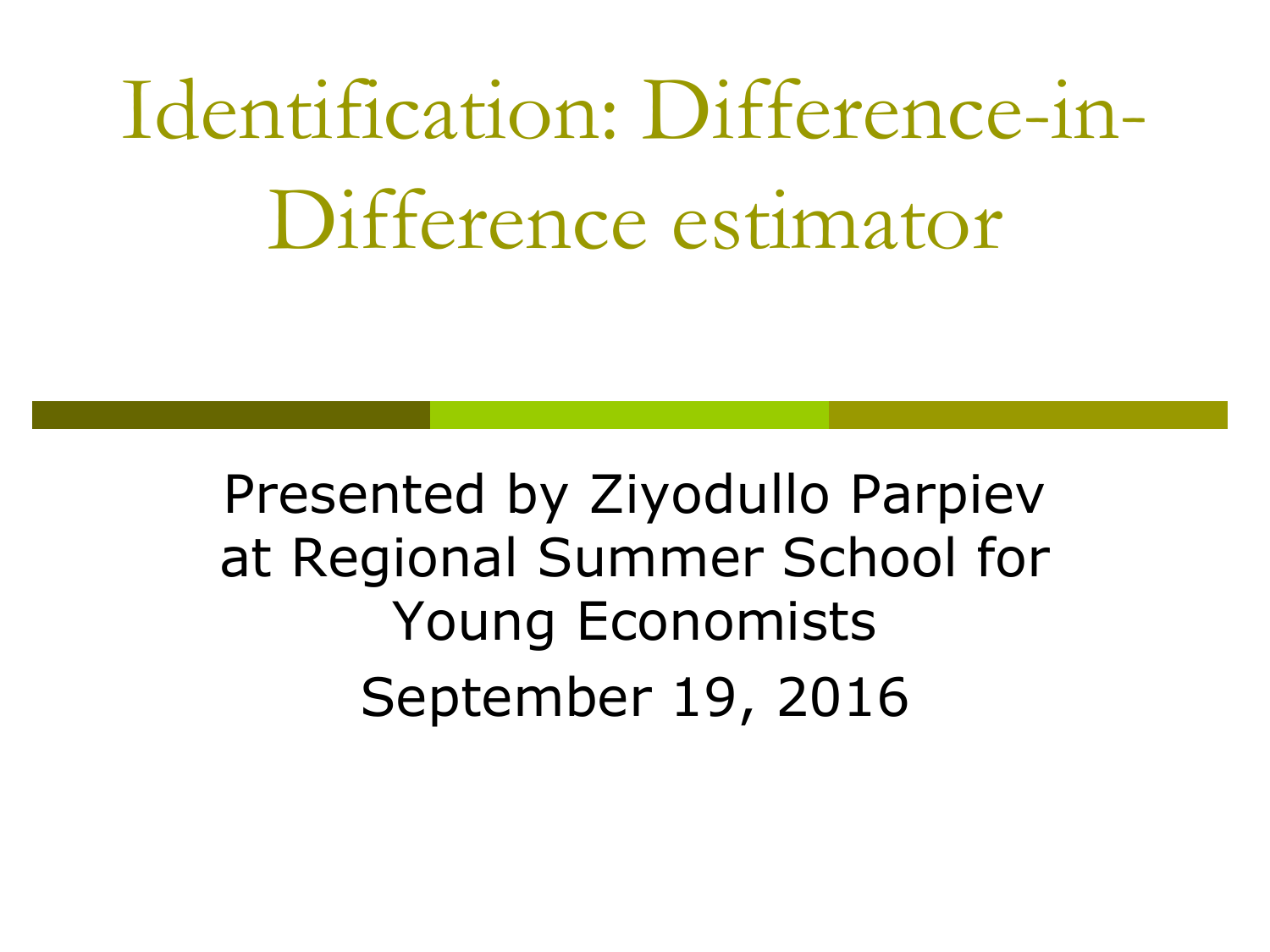# Identification: Difference-in-Difference estimator

Presented by Ziyodullo Parpiev
at Regional Summer School for
Young Economists

September 19, 2016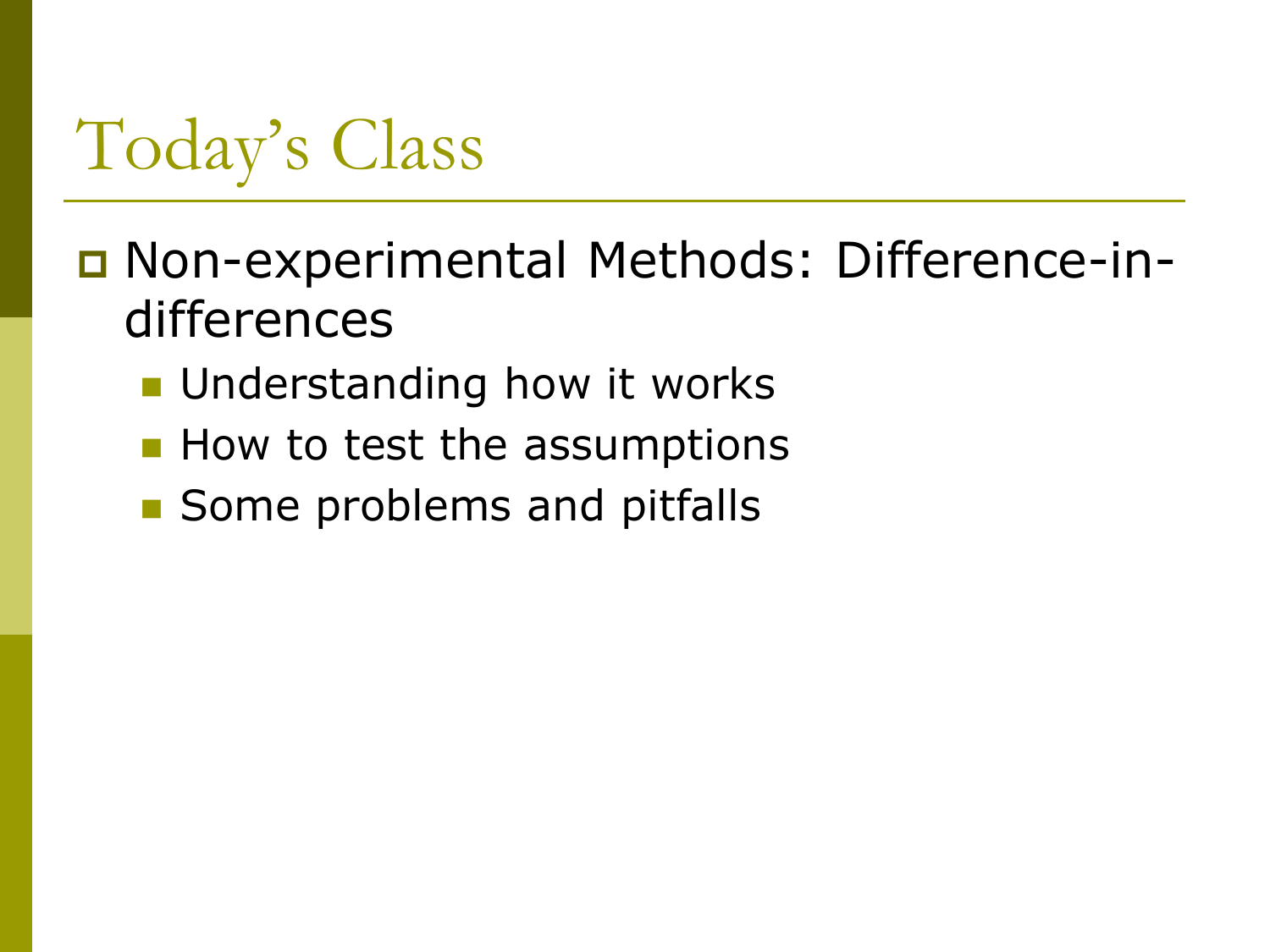# Today's Class

- Non-experimental Methods: Difference-in-differences
  - Understanding how it works
  - How to test the assumptions
  - Some problems and pitfalls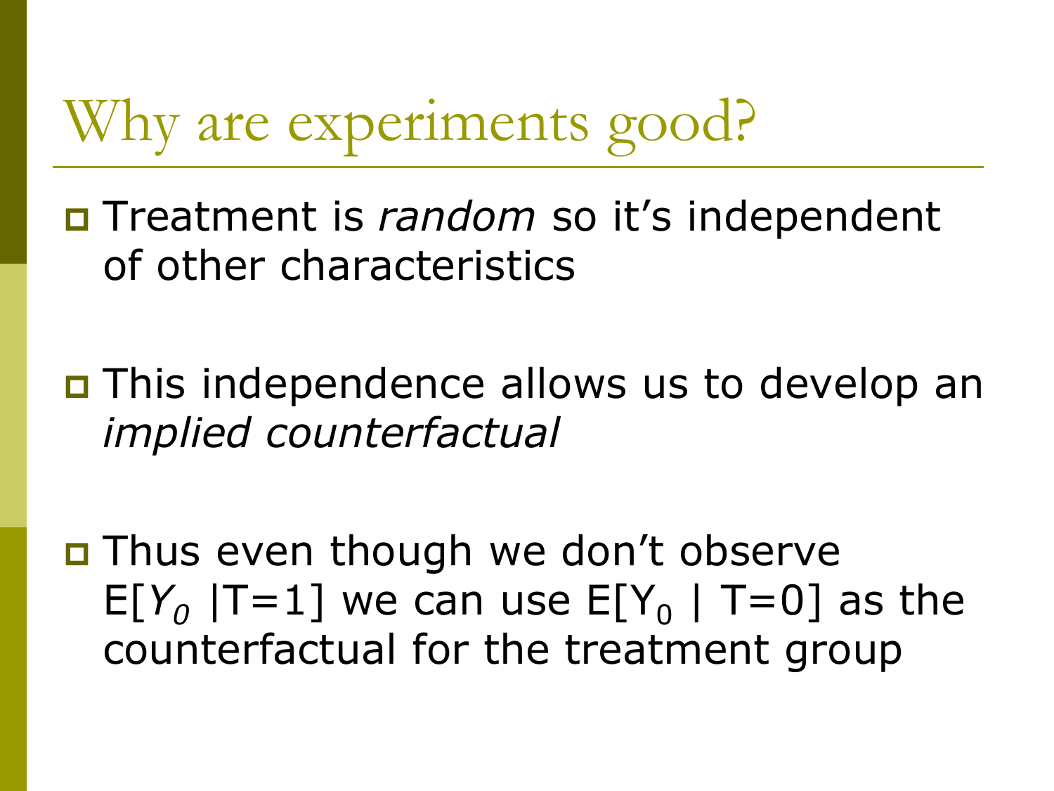# Why are experiments good?

- Treatment is *random* so it's independent of other characteristics

- This independence allows us to develop an *implied counterfactual*

- Thus even though we don't observe $E[Y_0 | T=1]$ we can use $E[Y_0 | T=0]$ as the counterfactual for the treatment group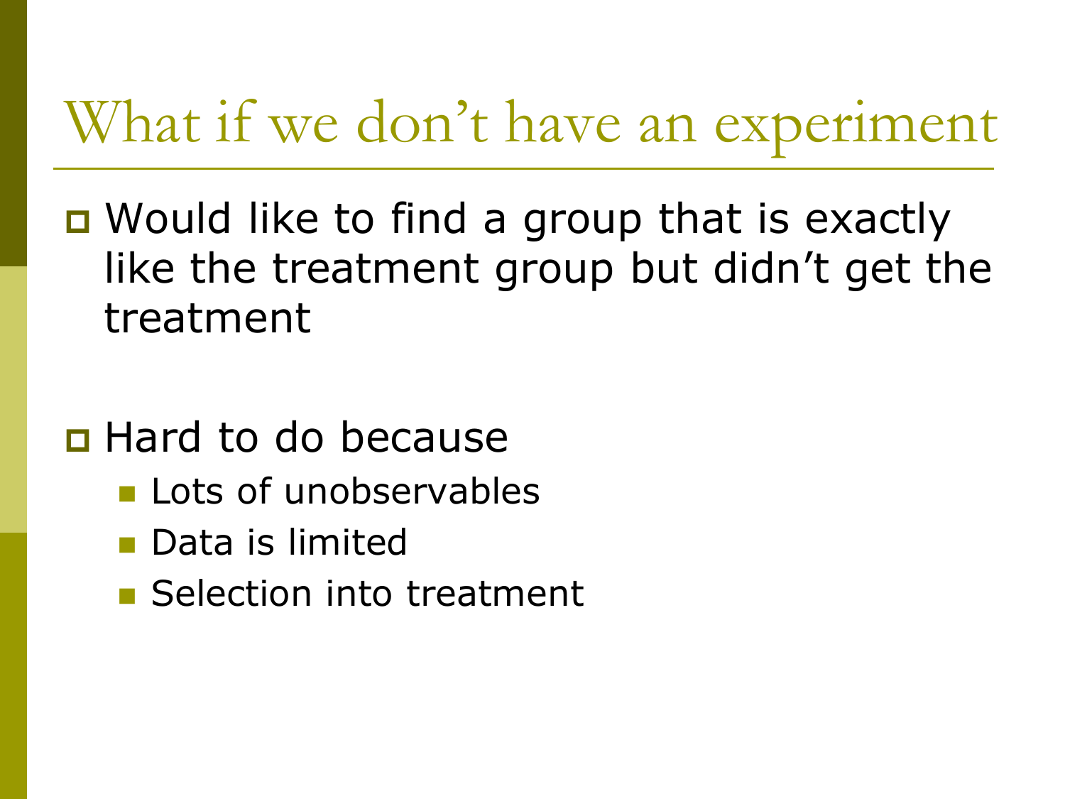# What if we don’t have an experiment

- Would like to find a group that is exactly like the treatment group but didn’t get the treatment

- Hard to do because
  - Lots of unobservables
  - Data is limited
  - Selection into treatment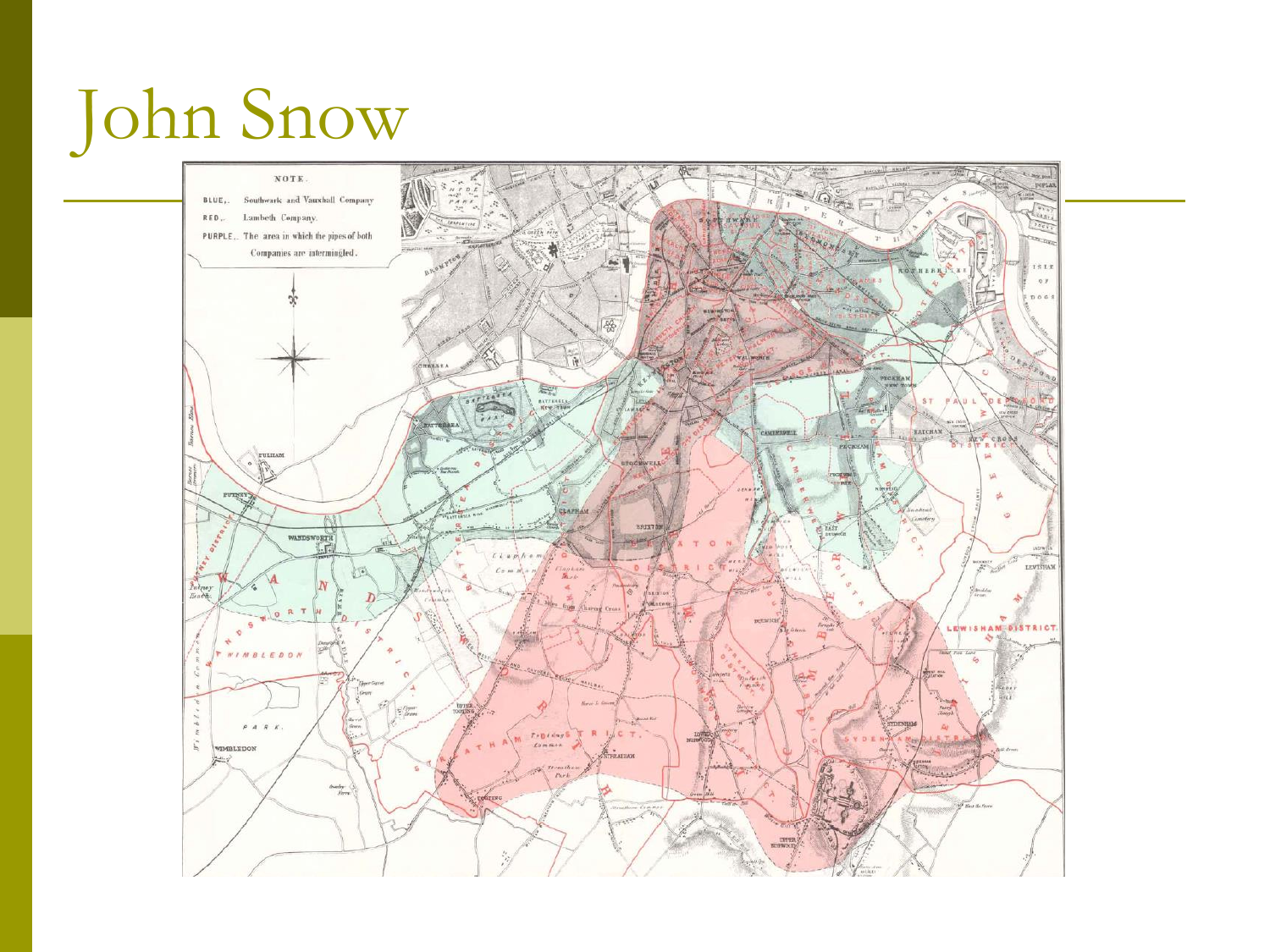# John Snow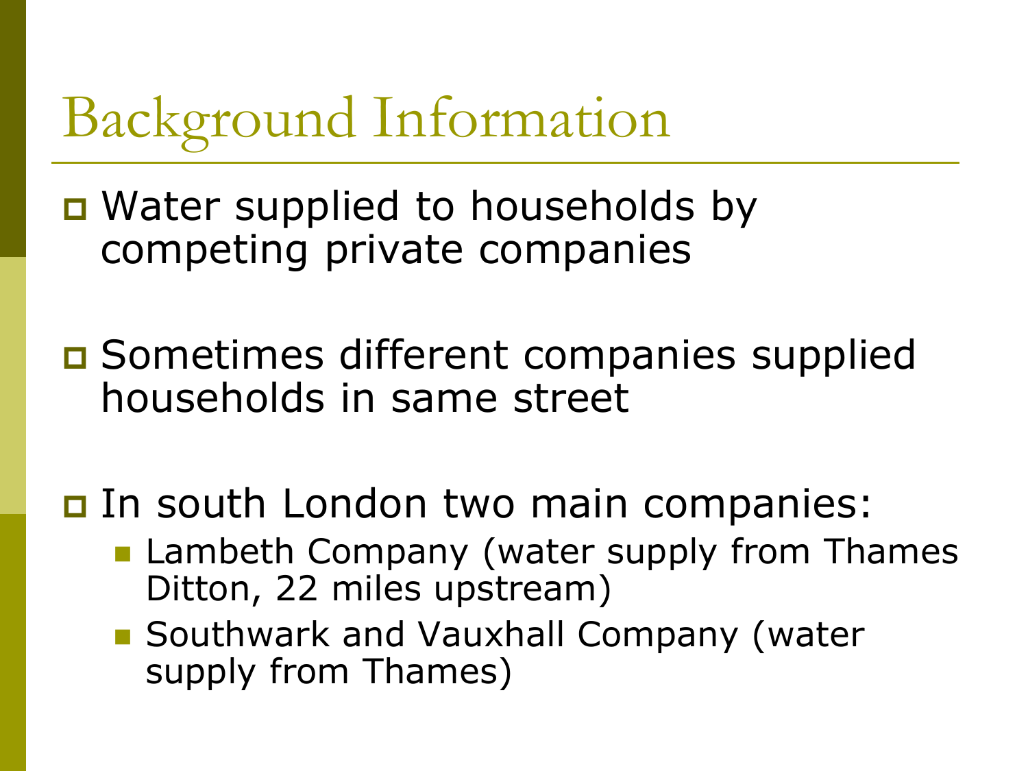# Background Information

- Water supplied to households by competing private companies

- Sometimes different companies supplied households in same street

- In south London two main companies:
  - Lambeth Company (water supply from Thames Ditton, 22 miles upstream)
  - Southwark and Vauxhall Company (water supply from Thames)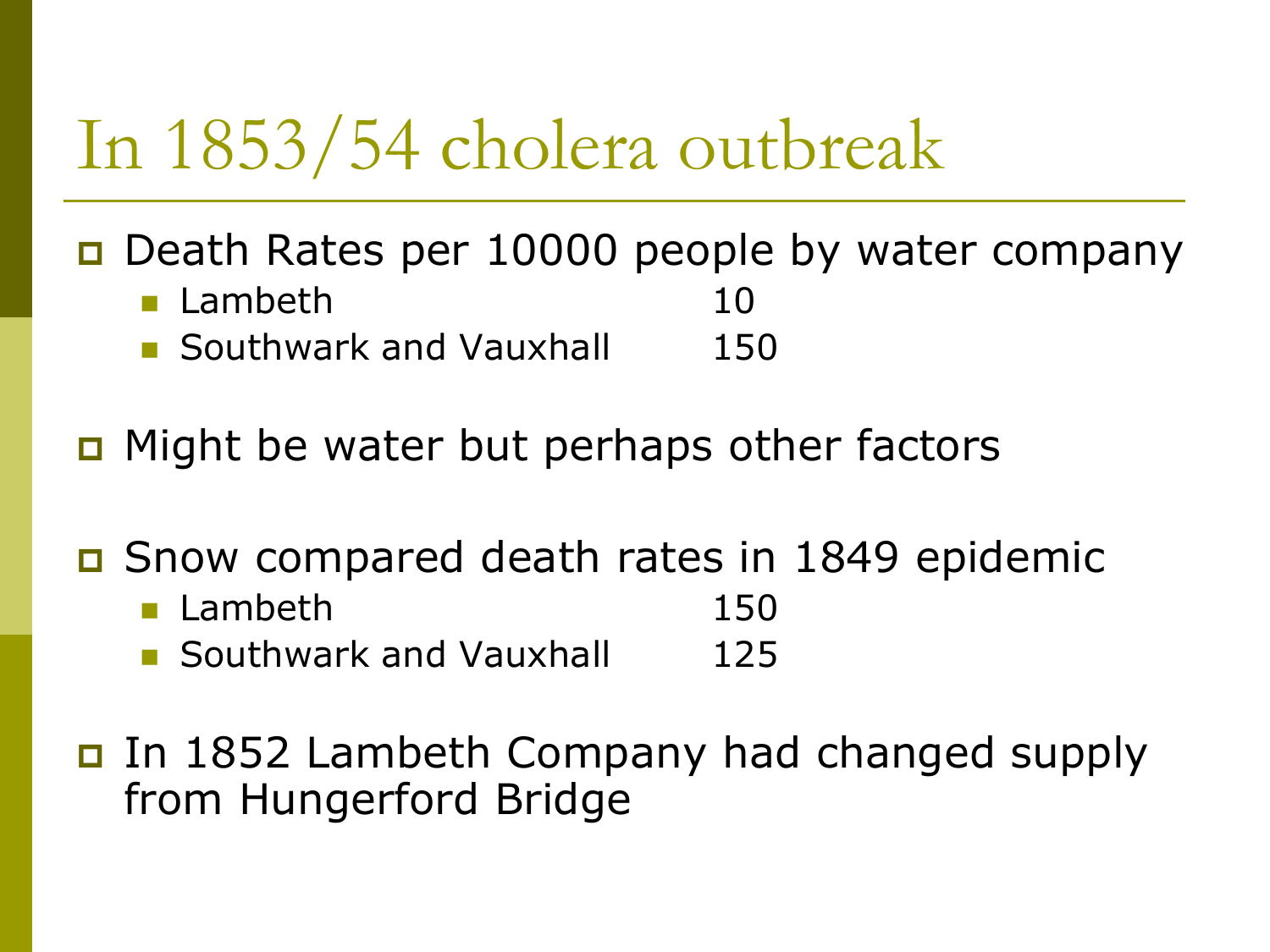# In 1853/54 cholera outbreak

- Death Rates per 10000 people by water company
  - Lambeth 10
  - Southwark and Vauxhall 150
- Might be water but perhaps other factors
- Snow compared death rates in 1849 epidemic
  - Lambeth 150
  - Southwark and Vauxhall 125
- In 1852 Lambeth Company had changed supply from Hungerford Bridge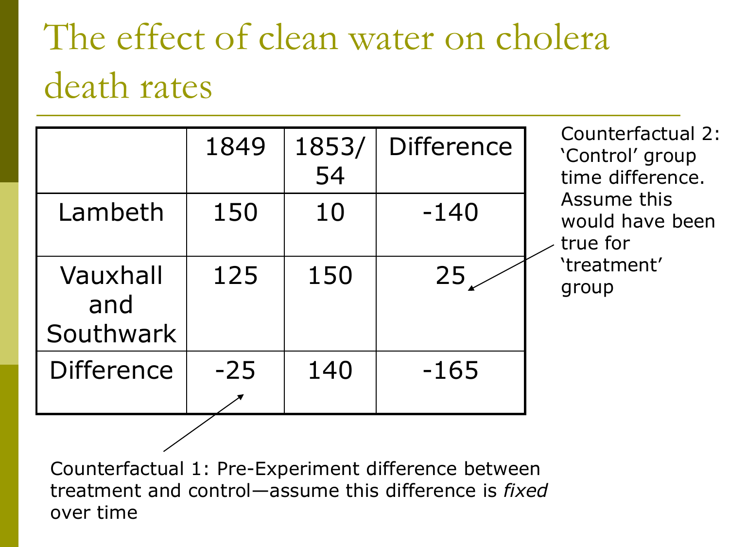# The effect of clean water on cholera death rates

| | 1849 | 1853/ 54 | Difference |
|---|---|---|---|
| Lambeth | 150 | 10 | -140 |
| Vauxhall and Southwark | 125 | 150 | 25 |
| Difference | -25 | 140 | -165 |

Counterfactual 2: 'Control' group time difference. Assume this would have been true for 'treatment' group

Counterfactual 1: Pre-Experiment difference between treatment and control—assume this difference is *fixed* over time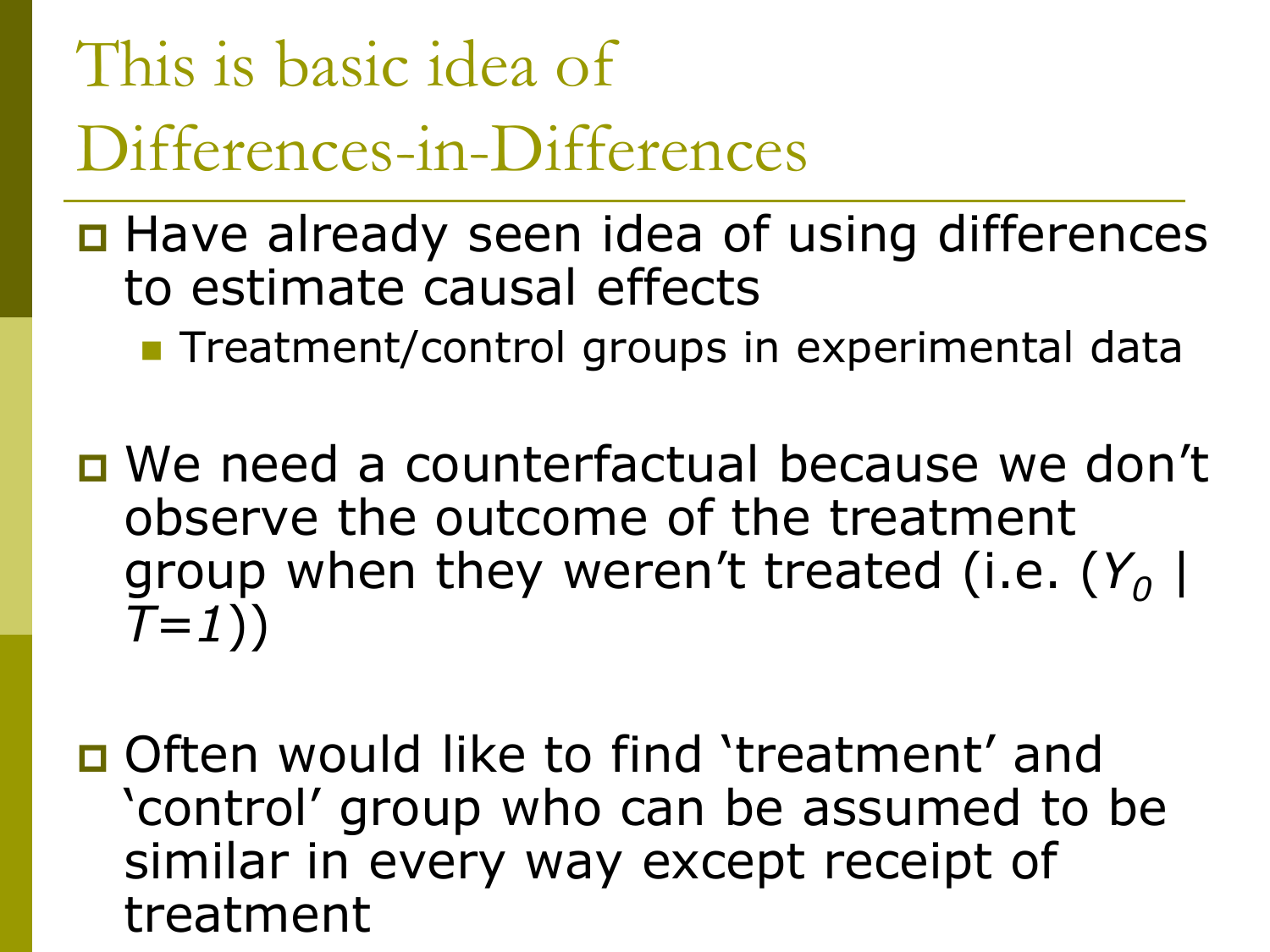# This is basic idea of Differences-in-Differences

- Have already seen idea of using differences to estimate causal effects
  - Treatment/control groups in experimental data

- We need a counterfactual because we don't observe the outcome of the treatment group when they weren't treated (i.e. ($Y_0$ | $T=1$))

- Often would like to find 'treatment' and 'control' group who can be assumed to be similar in every way except receipt of treatment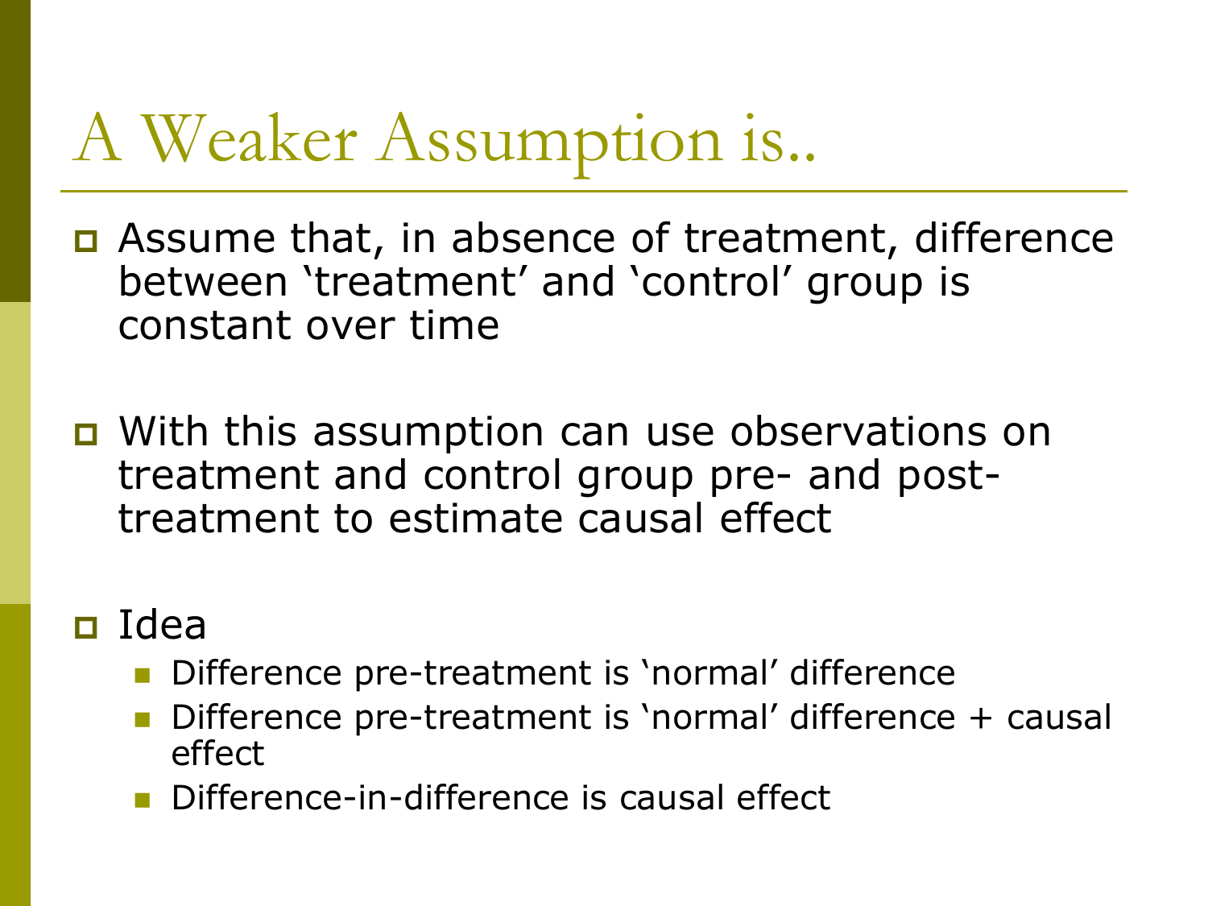# A Weaker Assumption is..

- Assume that, in absence of treatment, difference between ‘treatment’ and ‘control’ group is constant over time

- With this assumption can use observations on treatment and control group pre- and post-treatment to estimate causal effect

- Idea
  - Difference pre-treatment is ‘normal’ difference
  - Difference pre-treatment is ‘normal’ difference + causal effect
  - Difference-in-difference is causal effect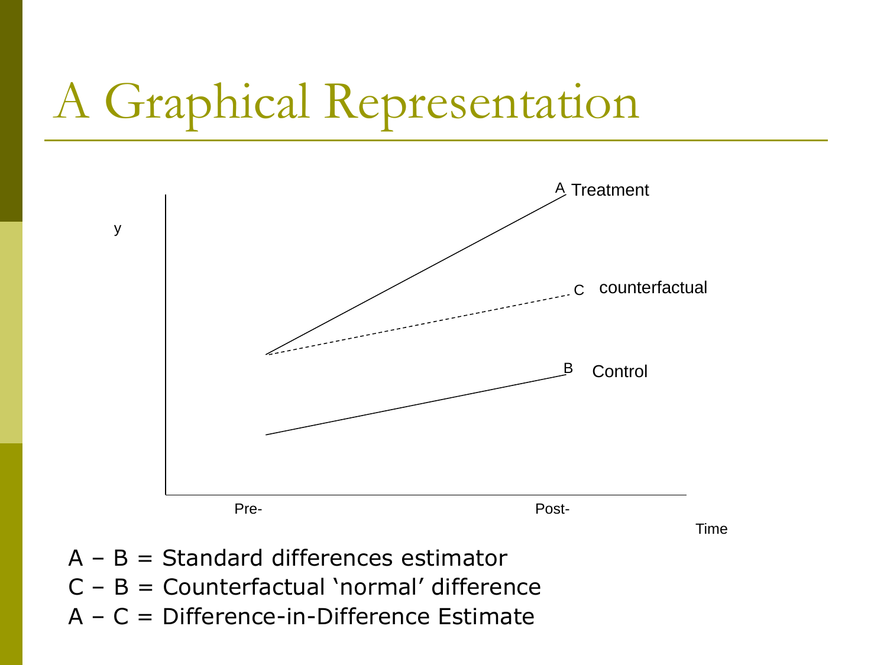# A Graphical Representation

A – B = Standard differences estimator

C – B = Counterfactual ‘normal’ difference

A – C = Difference-in-Difference Estimate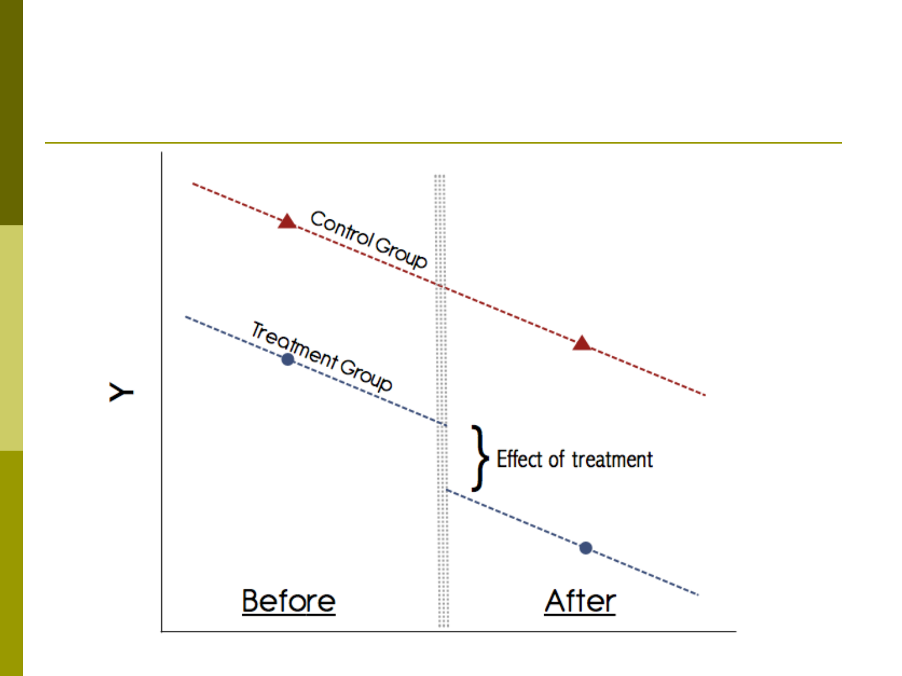Y

Control Group

Treatment Group

Effect of treatment

Before

After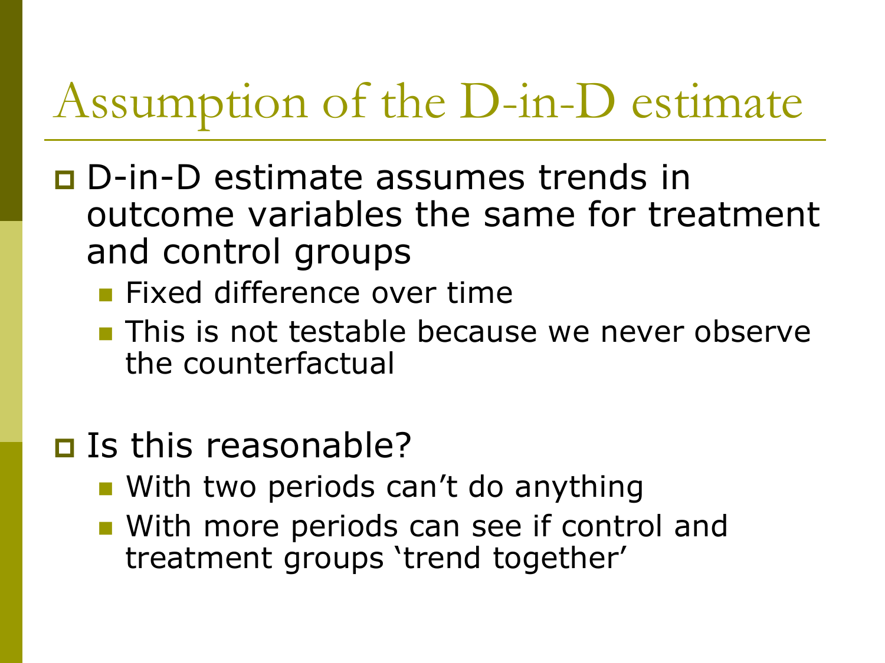# Assumption of the D-in-D estimate

- D-in-D estimate assumes trends in outcome variables the same for treatment and control groups
  - Fixed difference over time
  - This is not testable because we never observe the counterfactual

- Is this reasonable?
  - With two periods can't do anything
  - With more periods can see if control and treatment groups 'trend together'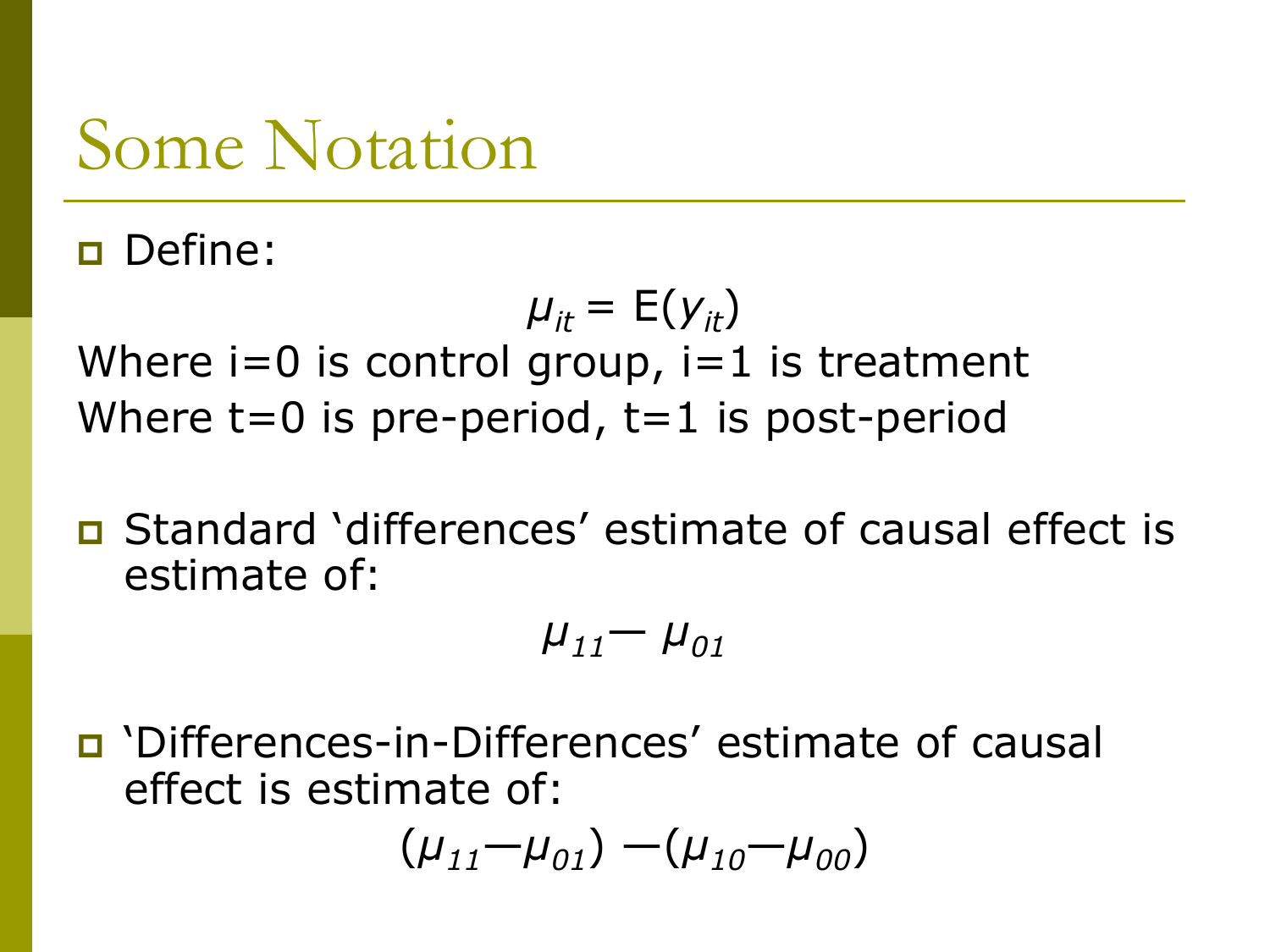# Some Notation

- Define:

$$\mu_{it} = E(y_{it})$$

Where i=0 is control group, i=1 is treatment

Where t=0 is pre-period, t=1 is post-period

- Standard 'differences' estimate of causal effect is estimate of:

$$\mu_{11} - \mu_{01}$$

- 'Differences-in-Differences' estimate of causal effect is estimate of:

$$(\mu_{11} - \mu_{01}) - (\mu_{10} - \mu_{00})$$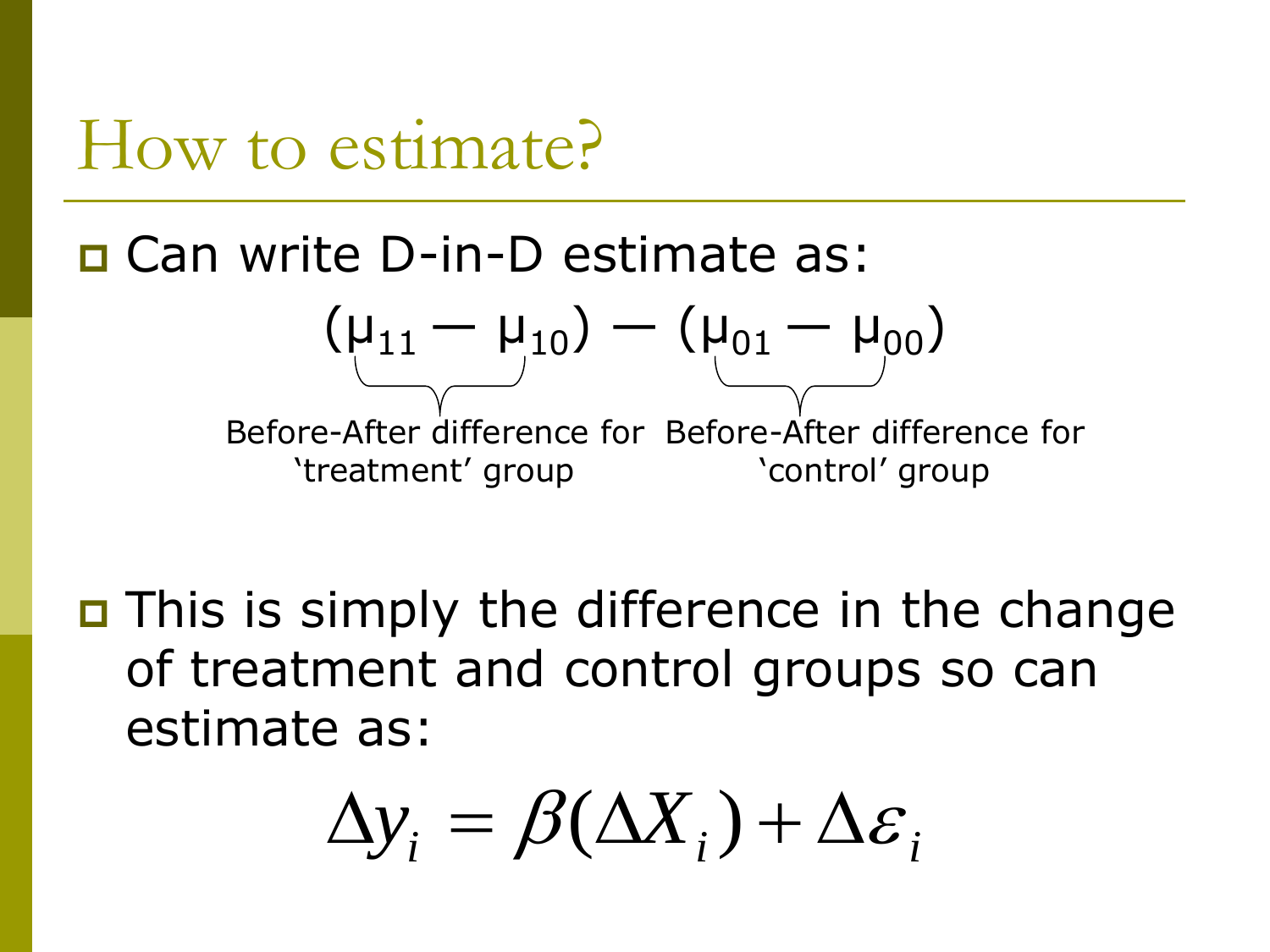# How to estimate?

- Can write D-in-D estimate as:

$$(\mu_{11} - \mu_{10}) - (\mu_{01} - \mu_{00})$$

Before-After difference for 'treatment' group — Before-After difference for 'control' group

- This is simply the difference in the change of treatment and control groups so can estimate as:

$$\Delta y_i = \beta(\Delta X_i) + \Delta\varepsilon_i$$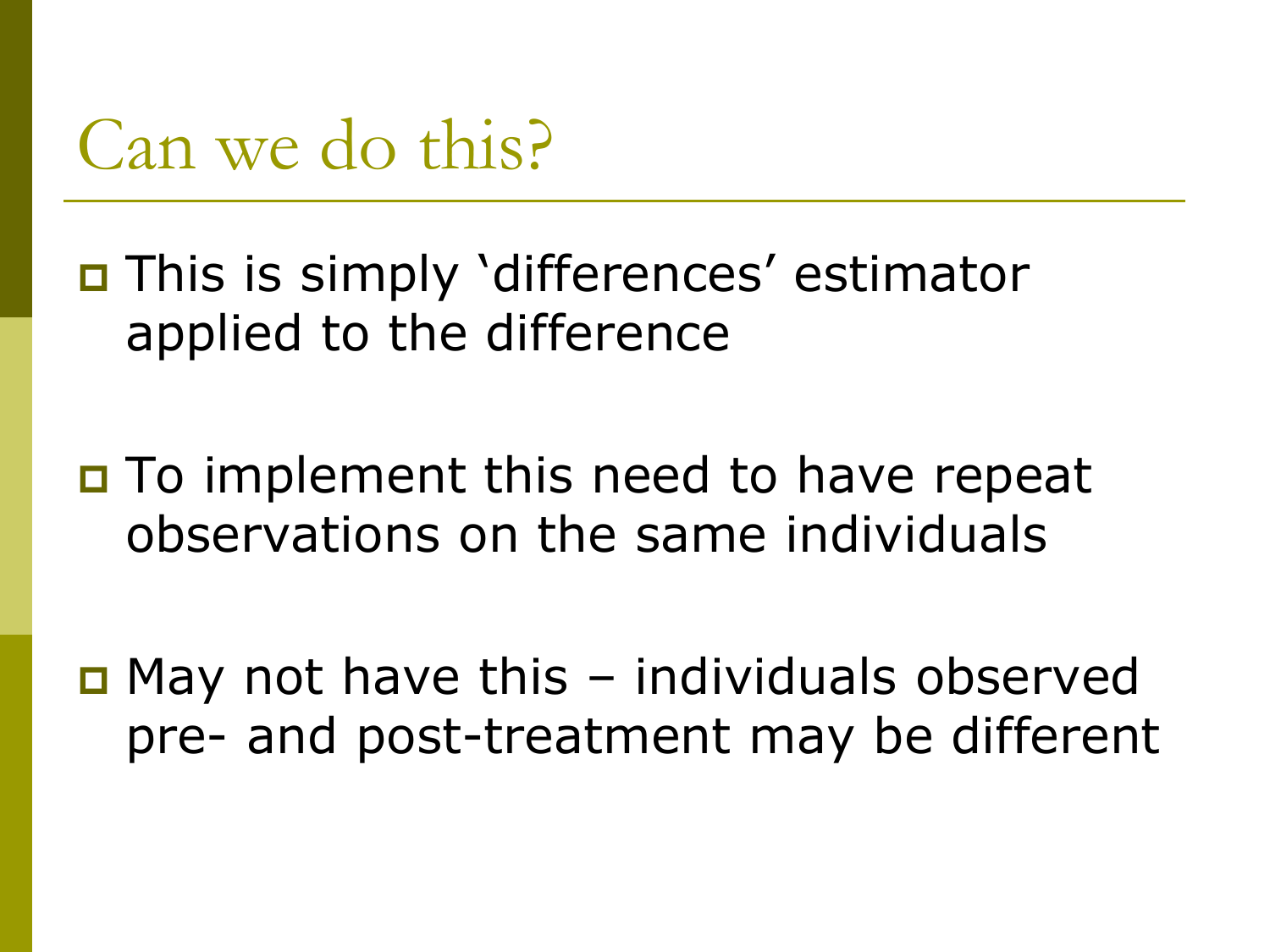# Can we do this?

- This is simply ‘differences’ estimator applied to the difference

- To implement this need to have repeat observations on the same individuals

- May not have this – individuals observed pre- and post-treatment may be different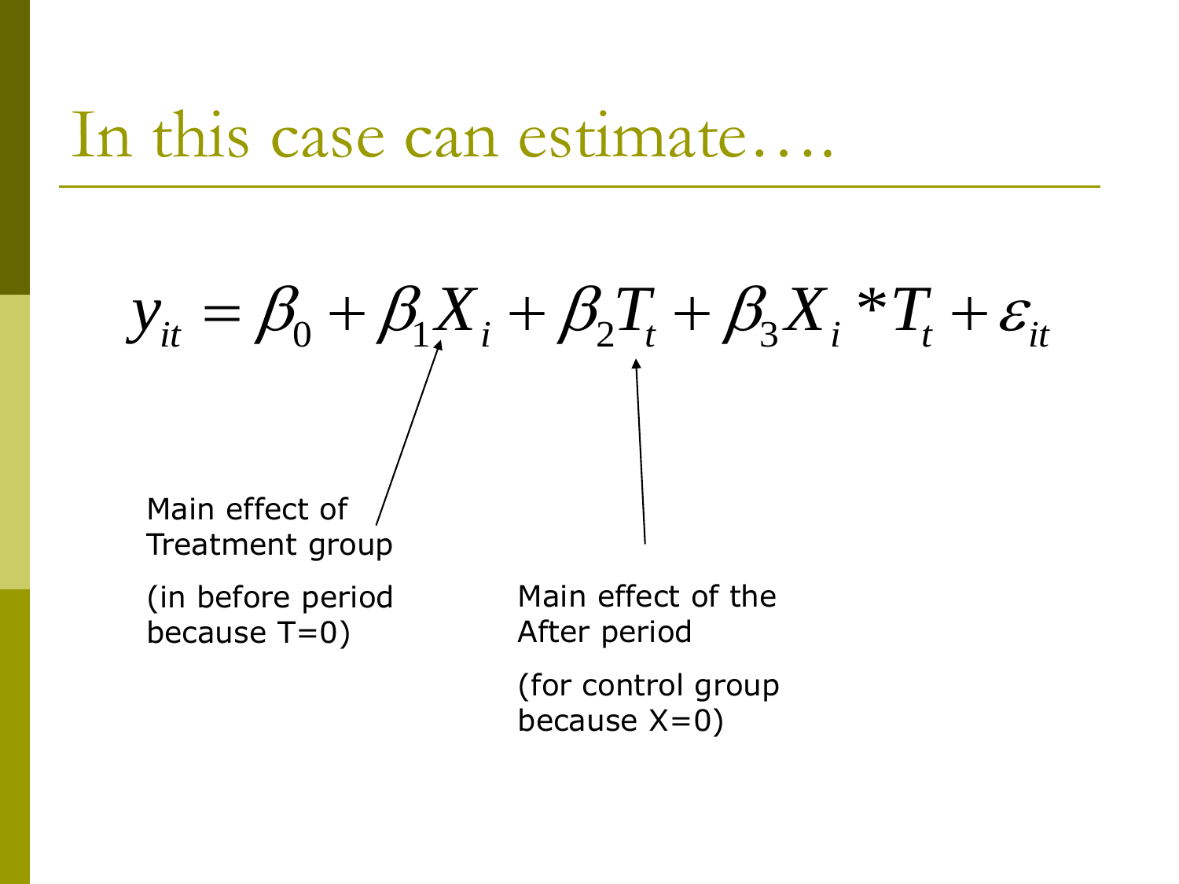# In this case can estimate….

$$y_{it} = \beta_0 + \beta_1 X_i + \beta_2 T_t + \beta_3 X_i * T_t + \varepsilon_{it}$$

Main effect of Treatment group

(in before period because T=0)

Main effect of the After period

(for control group because X=0)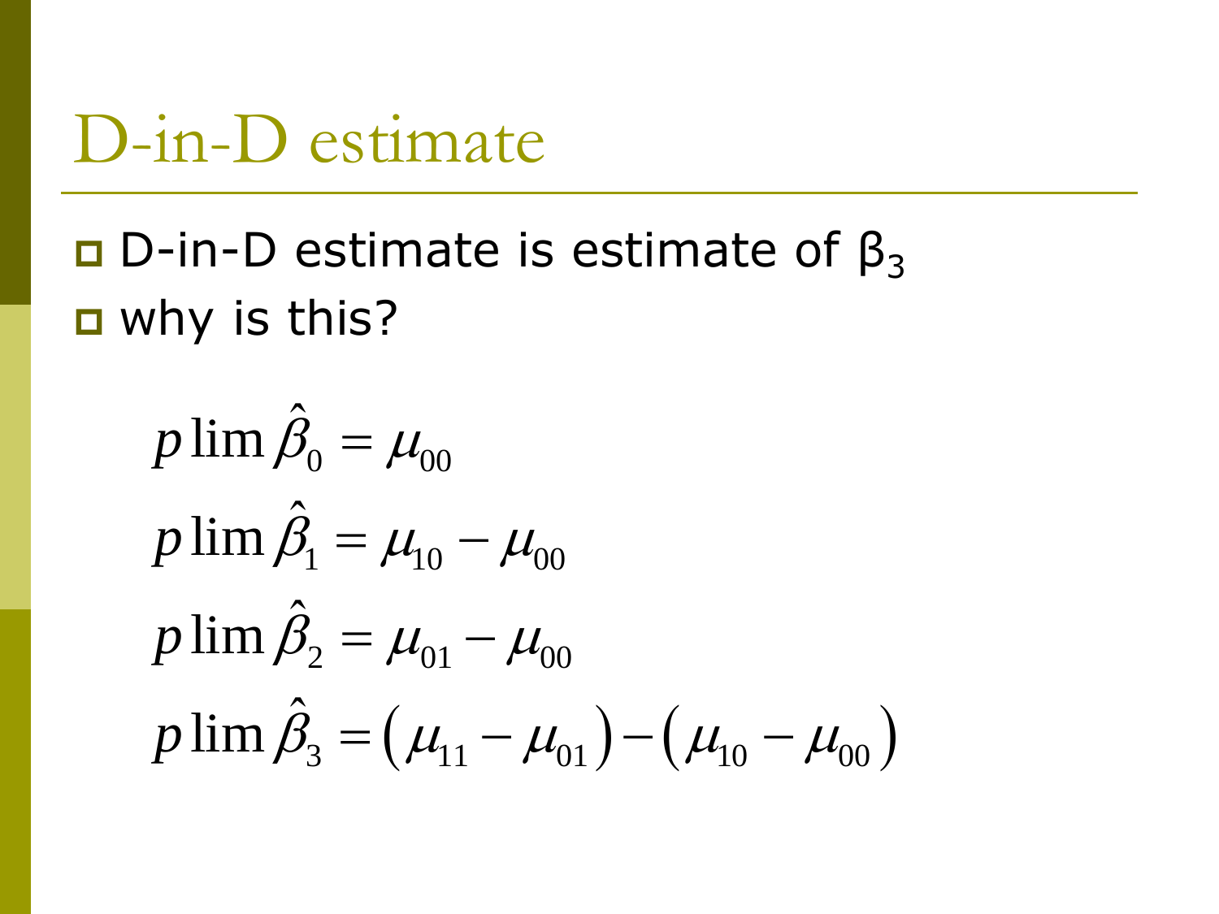# D-in-D estimate

- D-in-D estimate is estimate of $\beta_3$
- why is this?

$$p\lim \hat{\beta}_0 = \mu_{00}$$

$$p\lim \hat{\beta}_1 = \mu_{10} - \mu_{00}$$

$$p\lim \hat{\beta}_2 = \mu_{01} - \mu_{00}$$

$$p\lim \hat{\beta}_3 = \left(\mu_{11} - \mu_{01}\right) - \left(\mu_{10} - \mu_{00}\right)$$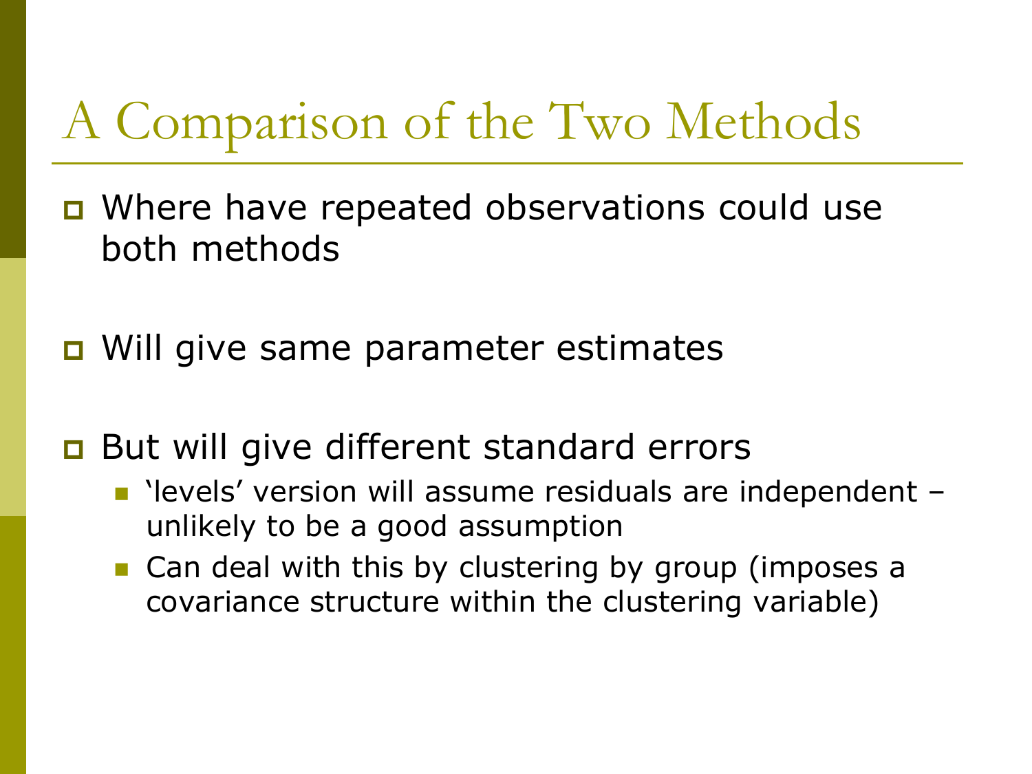# A Comparison of the Two Methods

- Where have repeated observations could use both methods

- Will give same parameter estimates

- But will give different standard errors
  - ‘levels’ version will assume residuals are independent – unlikely to be a good assumption
  - Can deal with this by clustering by group (imposes a covariance structure within the clustering variable)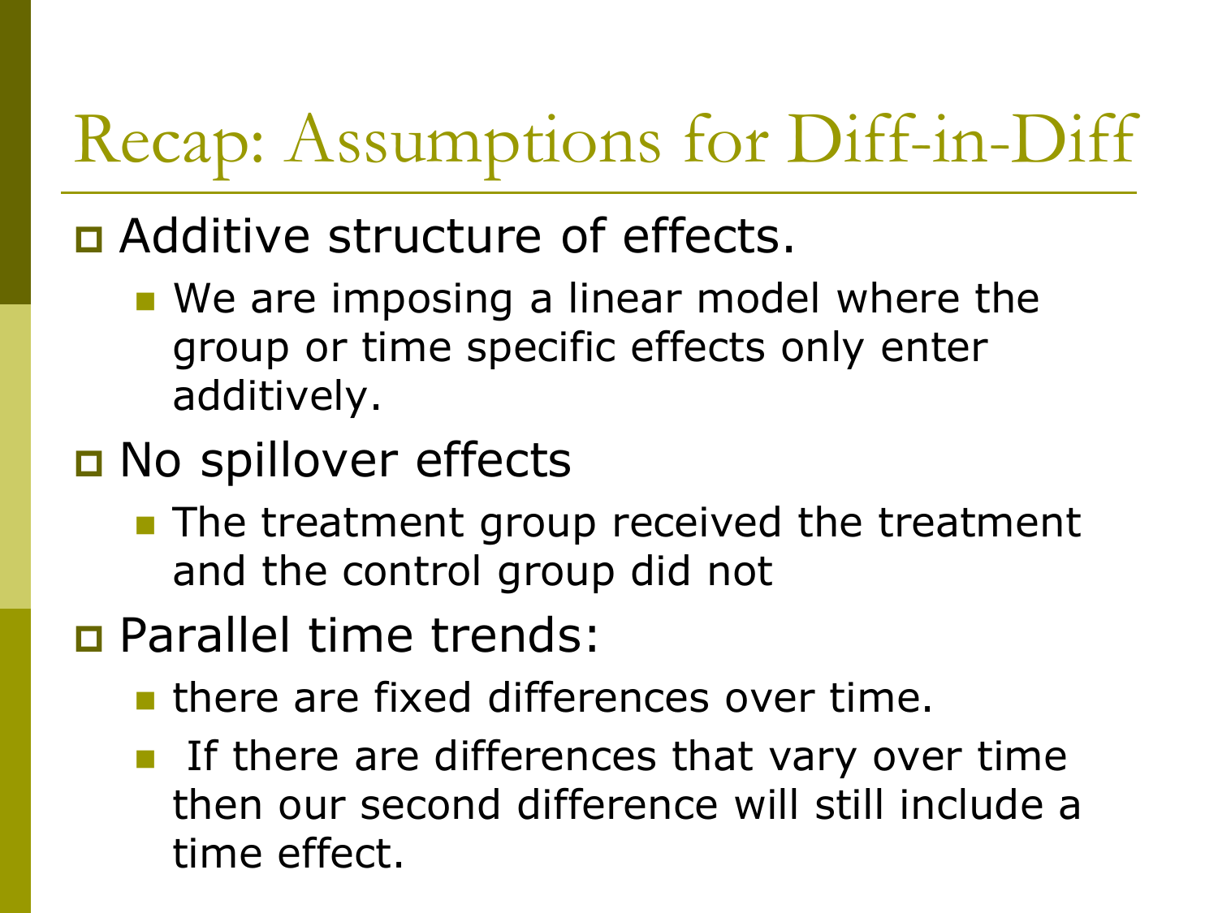# Recap: Assumptions for Diff-in-Diff

- Additive structure of effects.
  - We are imposing a linear model where the group or time specific effects only enter additively.
- No spillover effects
  - The treatment group received the treatment and the control group did not
- Parallel time trends:
  - there are fixed differences over time.
  - If there are differences that vary over time then our second difference will still include a time effect.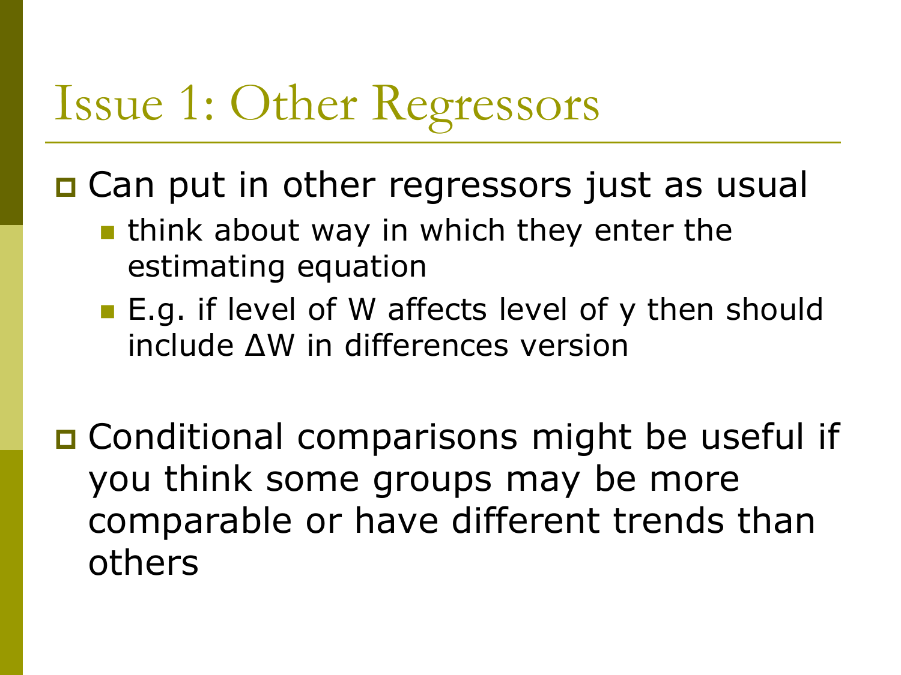# Issue 1: Other Regressors

- Can put in other regressors just as usual
  - think about way in which they enter the estimating equation
  - E.g. if level of W affects level of y then should include $\Delta W$ in differences version

- Conditional comparisons might be useful if you think some groups may be more comparable or have different trends than others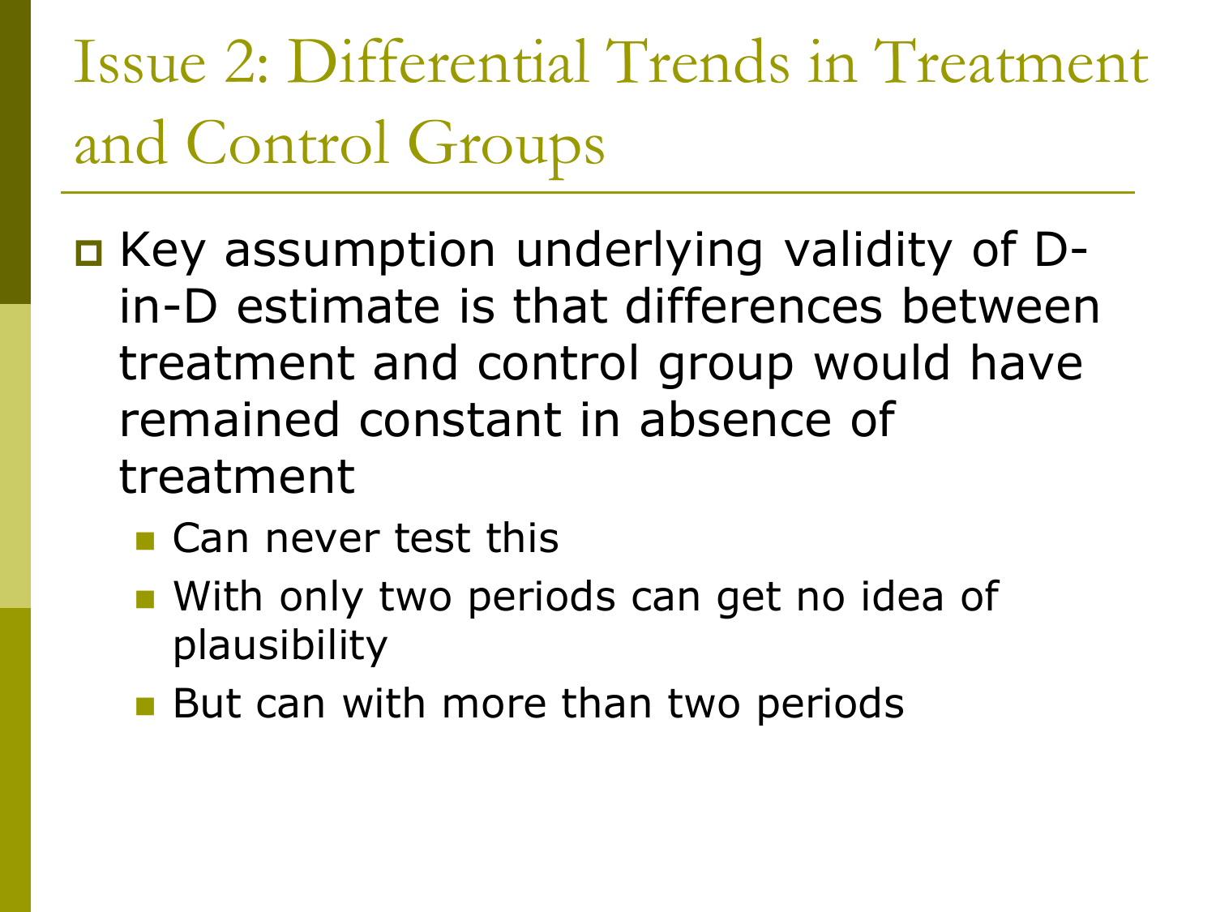# Issue 2: Differential Trends in Treatment and Control Groups

- Key assumption underlying validity of D-in-D estimate is that differences between treatment and control group would have remained constant in absence of treatment
  - Can never test this
  - With only two periods can get no idea of plausibility
  - But can with more than two periods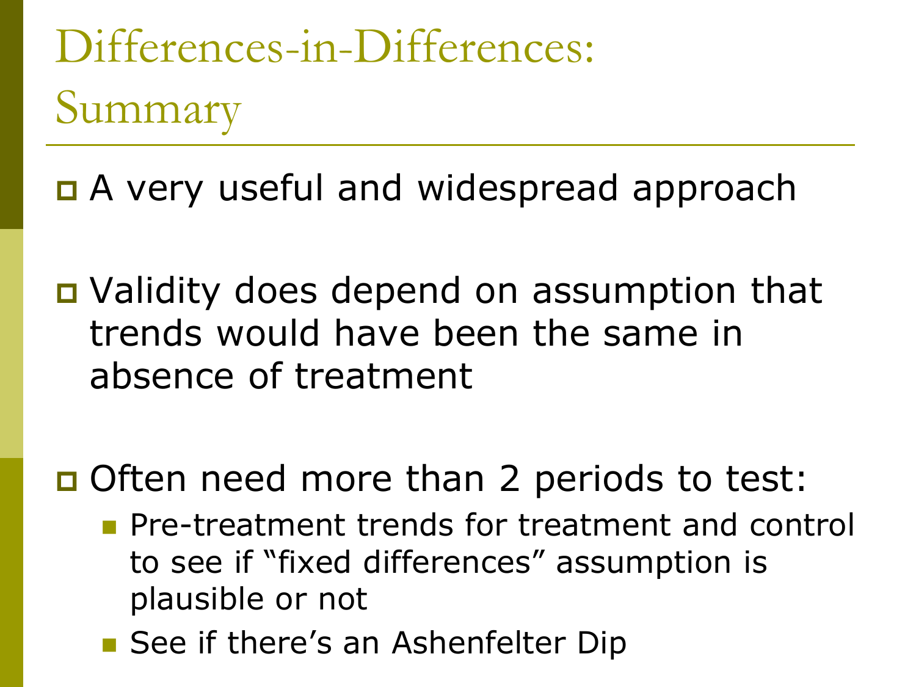# Differences-in-Differences: Summary

- A very useful and widespread approach
- Validity does depend on assumption that trends would have been the same in absence of treatment
- Often need more than 2 periods to test:
  - Pre-treatment trends for treatment and control to see if "fixed differences" assumption is plausible or not
  - See if there's an Ashenfelter Dip